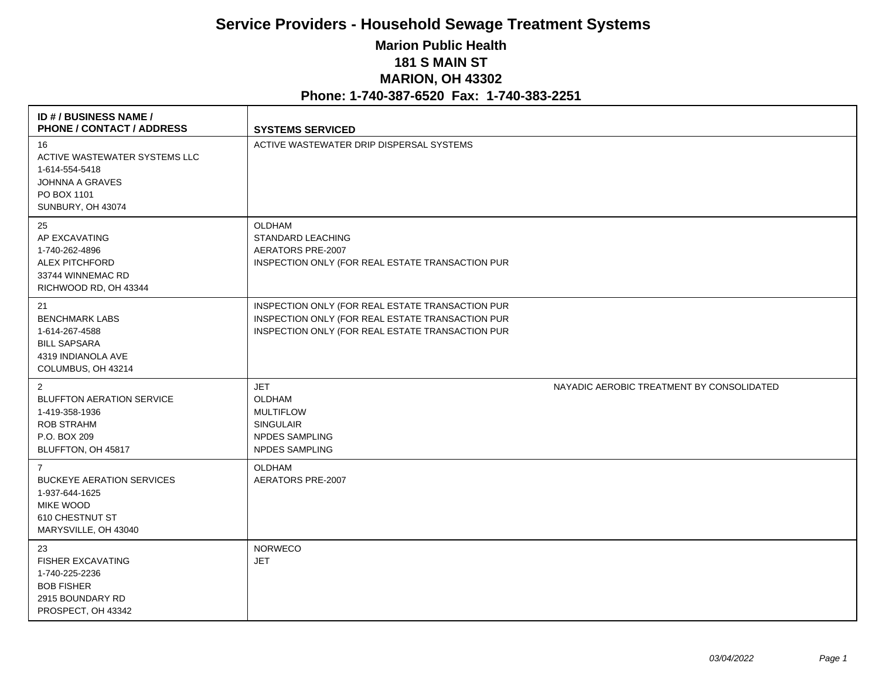# Service Providers - Household Sewage Treatment Systems

## Marion Public Health

## 181 S MAIN ST

## MARION, OH 43302

## Phone: 1-740-387-6520  Fax: 1-740-383-2251

| ID # / BUSINESS NAME / PHONE / CONTACT / ADDRESS | SYSTEMS SERVICED | |
|---|---|---|
| 16<br>ACTIVE WASTEWATER SYSTEMS LLC<br>1-614-554-5418<br>JOHNNA A GRAVES<br>PO BOX 1101<br>SUNBURY, OH 43074 | ACTIVE WASTEWATER DRIP DISPERSAL SYSTEMS | |
| 25<br>AP EXCAVATING<br>1-740-262-4896<br>ALEX PITCHFORD<br>33744 WINNEMAC RD<br>RICHWOOD RD, OH 43344 | OLDHAM<br>STANDARD LEACHING<br>AERATORS PRE-2007<br>INSPECTION ONLY (FOR REAL ESTATE TRANSACTION PUR | |
| 21<br>BENCHMARK LABS<br>1-614-267-4588<br>BILL SAPSARA<br>4319 INDIANOLA AVE<br>COLUMBUS, OH 43214 | INSPECTION ONLY (FOR REAL ESTATE TRANSACTION PUR<br>INSPECTION ONLY (FOR REAL ESTATE TRANSACTION PUR<br>INSPECTION ONLY (FOR REAL ESTATE TRANSACTION PUR | |
| 2<br>BLUFFTON AERATION SERVICE<br>1-419-358-1936<br>ROB STRAHM<br>P.O. BOX 209<br>BLUFFTON, OH 45817 | JET<br>OLDHAM<br>MULTIFLOW<br>SINGULAIR<br>NPDES SAMPLING<br>NPDES SAMPLING | NAYADIC AEROBIC TREATMENT BY CONSOLIDATED |
| 7<br>BUCKEYE AERATION SERVICES<br>1-937-644-1625<br>MIKE WOOD<br>610 CHESTNUT ST<br>MARYSVILLE, OH 43040 | OLDHAM<br>AERATORS PRE-2007 | |
| 23<br>FISHER EXCAVATING<br>1-740-225-2236<br>BOB FISHER<br>2915 BOUNDARY RD<br>PROSPECT, OH 43342 | NORWECO<br>JET | |

*03/04/2022*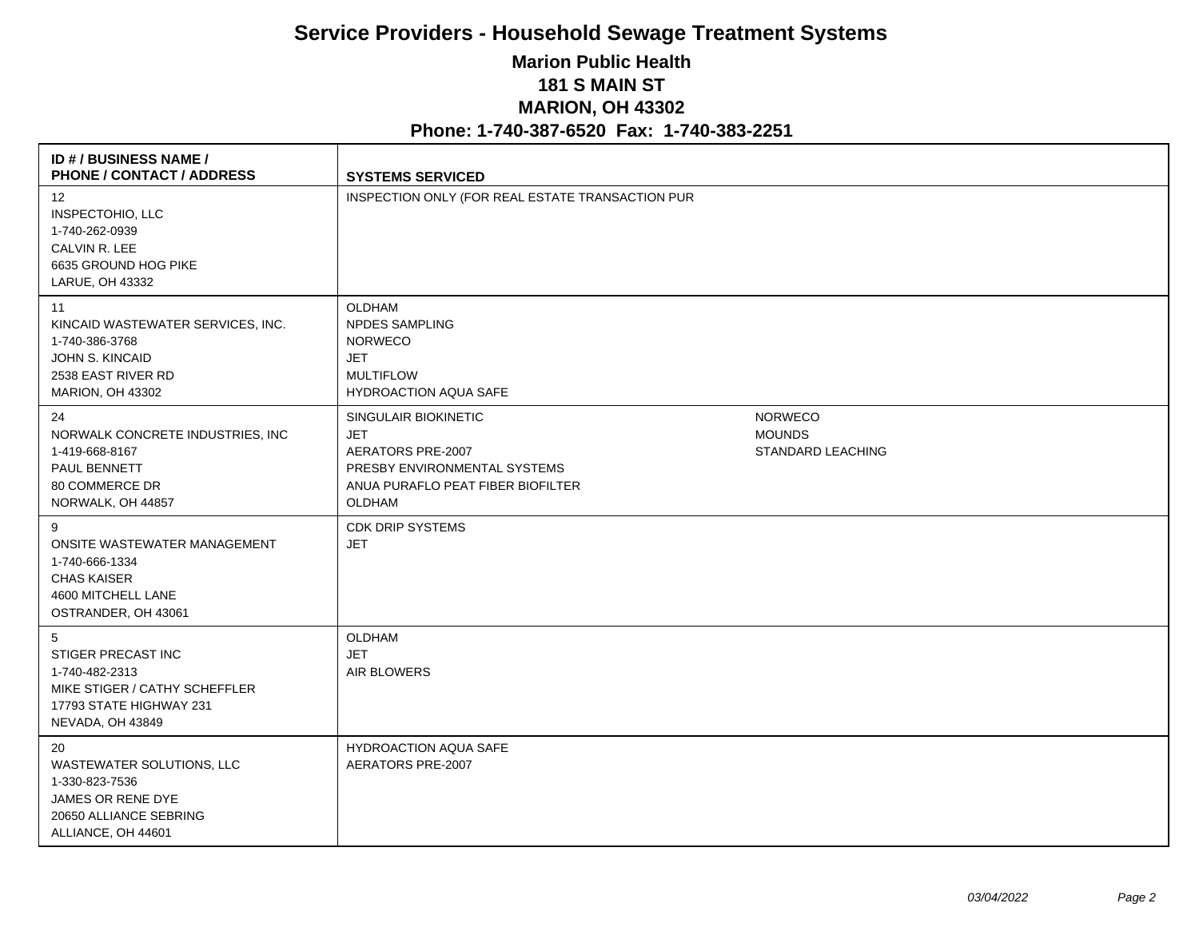# Service Providers - Household Sewage Treatment Systems

**Marion Public Health**
**181 S MAIN ST**
**MARION, OH 43302**
**Phone: 1-740-387-6520 Fax: 1-740-383-2251**

| ID # / BUSINESS NAME / PHONE / CONTACT / ADDRESS | SYSTEMS SERVICED | |
|---|---|---|
| 12<br>INSPECTOHIO, LLC<br>1-740-262-0939<br>CALVIN R. LEE<br>6635 GROUND HOG PIKE<br>LARUE, OH 43332 | INSPECTION ONLY (FOR REAL ESTATE TRANSACTION PUR | |
| 11<br>KINCAID WASTEWATER SERVICES, INC.<br>1-740-386-3768<br>JOHN S. KINCAID<br>2538 EAST RIVER RD<br>MARION, OH 43302 | OLDHAM<br>NPDES SAMPLING<br>NORWECO<br>JET<br>MULTIFLOW<br>HYDROACTION AQUA SAFE | |
| 24<br>NORWALK CONCRETE INDUSTRIES, INC<br>1-419-668-8167<br>PAUL BENNETT<br>80 COMMERCE DR<br>NORWALK, OH 44857 | SINGULAIR BIOKINETIC<br>JET<br>AERATORS PRE-2007<br>PRESBY ENVIRONMENTAL SYSTEMS<br>ANUA PURAFLO PEAT FIBER BIOFILTER<br>OLDHAM | NORWECO<br>MOUNDS<br>STANDARD LEACHING |
| 9<br>ONSITE WASTEWATER MANAGEMENT<br>1-740-666-1334<br>CHAS KAISER<br>4600 MITCHELL LANE<br>OSTRANDER, OH 43061 | CDK DRIP SYSTEMS<br>JET | |
| 5<br>STIGER PRECAST INC<br>1-740-482-2313<br>MIKE STIGER / CATHY SCHEFFLER<br>17793 STATE HIGHWAY 231<br>NEVADA, OH 43849 | OLDHAM<br>JET<br>AIR BLOWERS | |
| 20<br>WASTEWATER SOLUTIONS, LLC<br>1-330-823-7536<br>JAMES OR RENE DYE<br>20650 ALLIANCE SEBRING<br>ALLIANCE, OH 44601 | HYDROACTION AQUA SAFE<br>AERATORS PRE-2007 | |

*03/04/2022*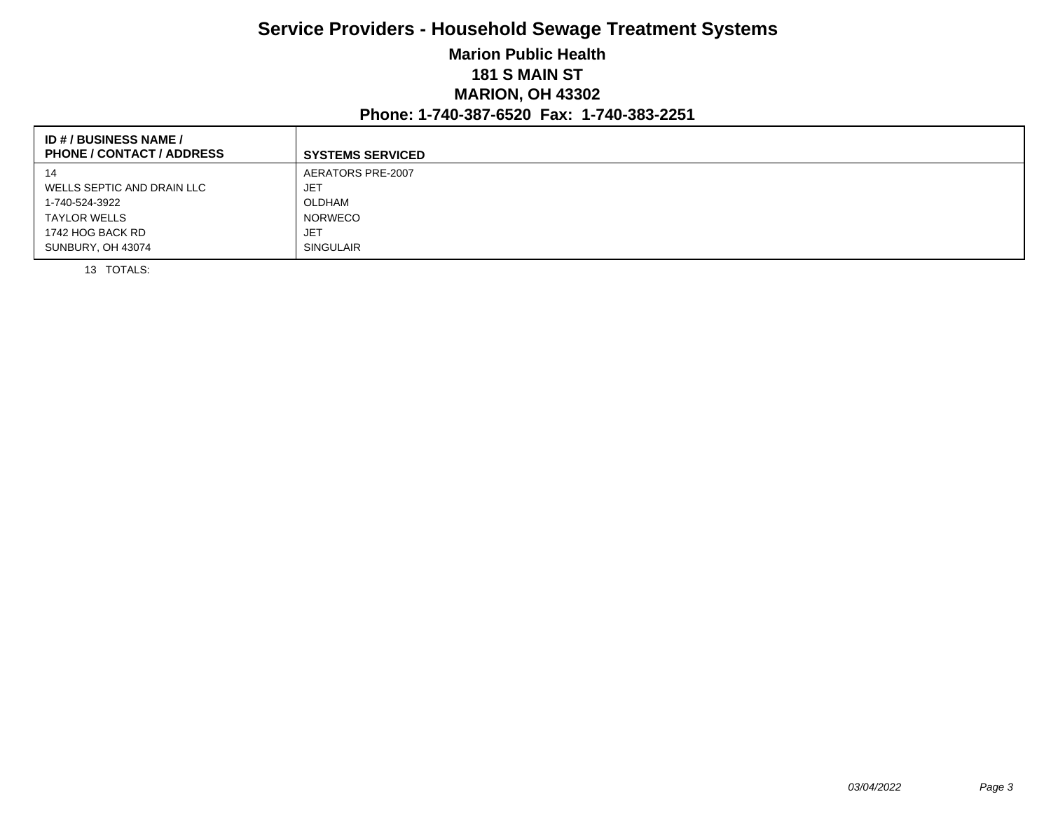# Service Providers - Household Sewage Treatment Systems

**Marion Public Health**

**181 S MAIN ST**

**MARION, OH 43302**

**Phone: 1-740-387-6520 Fax: 1-740-383-2251**

| ID # / BUSINESS NAME / PHONE / CONTACT / ADDRESS | SYSTEMS SERVICED |
|---|---|
| 14<br>WELLS SEPTIC AND DRAIN LLC<br>1-740-524-3922<br>TAYLOR WELLS<br>1742 HOG BACK RD<br>SUNBURY, OH 43074 | AERATORS PRE-2007<br>JET<br>OLDHAM<br>NORWECO<br>JET<br>SINGULAIR |

13 TOTALS:

*03/04/2022*